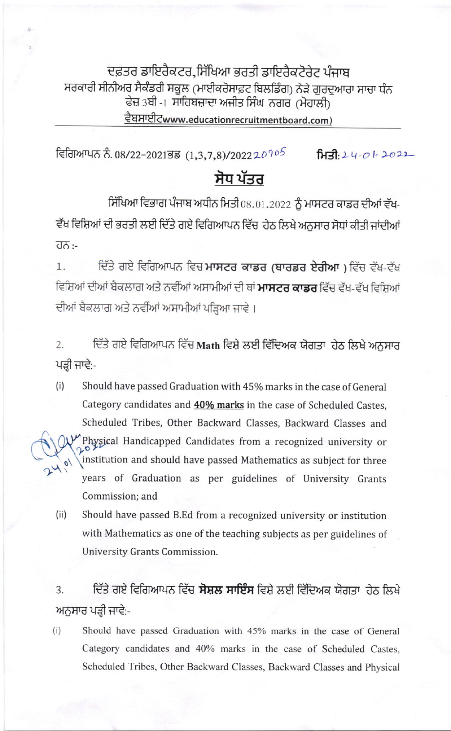ਦਫ਼ਤਰ ਡਾਇਰੈਕਟਰ,ਸਿੱਖਿਆ ਭਰਤੀ ਡਾਇਰੈਕਟੋਰੇਟ ਪੰਜਾਬ
ਸਰਕਾਰੀ ਸੀਨੀਅਰ ਸੈਕੰਡਰੀ ਸਕੂਲ (ਮਾਈਕਰੋਸਾਫ਼ਟ ਬਿਲਡਿੰਗ) ਨੇੜੇ ਗੁਰਦੁਆਰਾ ਸਾਚਾ ਧੰਨ
ਫੇਜ਼ 3ਬੀ -1 ਸਾਹਿਬਜ਼ਾਦਾ ਅਜੀਤ ਸਿੰਘ ਨਗਰ (ਮੋਹਾਲੀ)
ਵੈਬਸਾਈਟwww.educationrecruitmentboard.com)

ਵਿਗਿਆਪਨ ਨੰ. 08/22-2021ਭਡ (1,3,7,8)/2022 20705 **ਮਿਤੀ:** 24-01-2022

# ਸੋਧ ਪੱਤਰ

ਸਿੱਖਿਆ ਵਿਭਾਗ ਪੰਜਾਬ ਅਧੀਨ ਮਿਤੀ 08.01.2022 ਨੂੰ ਮਾਸਟਰ ਕਾਡਰ ਦੀਆਂ ਵੱਖ-ਵੱਖ ਵਿਸ਼ਿਆਂ ਦੀ ਭਰਤੀ ਲਈ ਦਿੱਤੇ ਗਏ ਵਿਗਿਆਪਨ ਵਿੱਚ ਹੇਠ ਲਿਖੇ ਅਨੁਸਾਰ ਸੋਧਾਂ ਕੀਤੀ ਜਾਂਦੀਆਂ ਹਨ :-

1. ਦਿੱਤੇ ਗਏ ਵਿਗਿਆਪਨ ਵਿਚ **ਮਾਸਟਰ ਕਾਡਰ (ਬਾਰਡਰ ਏਰੀਆ** ) ਵਿੱਚ ਵੱਖ-ਵੱਖ ਵਿਸ਼ਿਆਂ ਦੀਆਂ ਬੈਕਲਾਗ ਅਤੇ ਨਵੀਂਆਂ ਅਸਾਮੀਆਂ ਦੀ ਥਾਂ **ਮਾਸਟਰ ਕਾਡਰ** ਵਿੱਚ ਵੱਖ-ਵੱਖ ਵਿਸ਼ਿਆਂ ਦੀਆਂ ਬੈਕਲਾਗ ਅਤੇ ਨਵੀਂਆਂ ਅਸਾਮੀਆਂ ਪੜ੍ਹਿਆ ਜਾਵੇ ।

2. ਦਿੱਤੇ ਗਏ ਵਿਗਿਆਪਨ ਵਿੱਚ **Math** ਵਿਸ਼ੇ ਲਈ ਵਿੱਦਿਅਕ ਯੋਗਤਾ ਹੇਠ ਲਿਖੇ ਅਨੁਸਾਰ ਪੜ੍ਹੀ ਜਾਵੇ:-

   (i) Should have passed Graduation with 45% marks in the case of General Category candidates and **40% marks** in the case of Scheduled Castes, Scheduled Tribes, Other Backward Classes, Backward Classes and Physical Handicapped Candidates from a recognized university or institution and should have passed Mathematics as subject for three years of Graduation as per guidelines of University Grants Commission; and

   (ii) Should have passed B.Ed from a recognized university or institution with Mathematics as one of the teaching subjects as per guidelines of University Grants Commission.

3. ਦਿੱਤੇ ਗਏ ਵਿਗਿਆਪਨ ਵਿੱਚ **ਸੋਸ਼ਲ ਸਾਇੰਸ** ਵਿਸ਼ੇ ਲਈ ਵਿੱਦਿਅਕ ਯੋਗਤਾ ਹੇਠ ਲਿਖੇ ਅਨੁਸਾਰ ਪੜ੍ਹੀ ਜਾਵੇ:-

   (i) Should have passed Graduation with 45% marks in the case of General Category candidates and 40% marks in the case of Scheduled Castes, Scheduled Tribes, Other Backward Classes, Backward Classes and Physical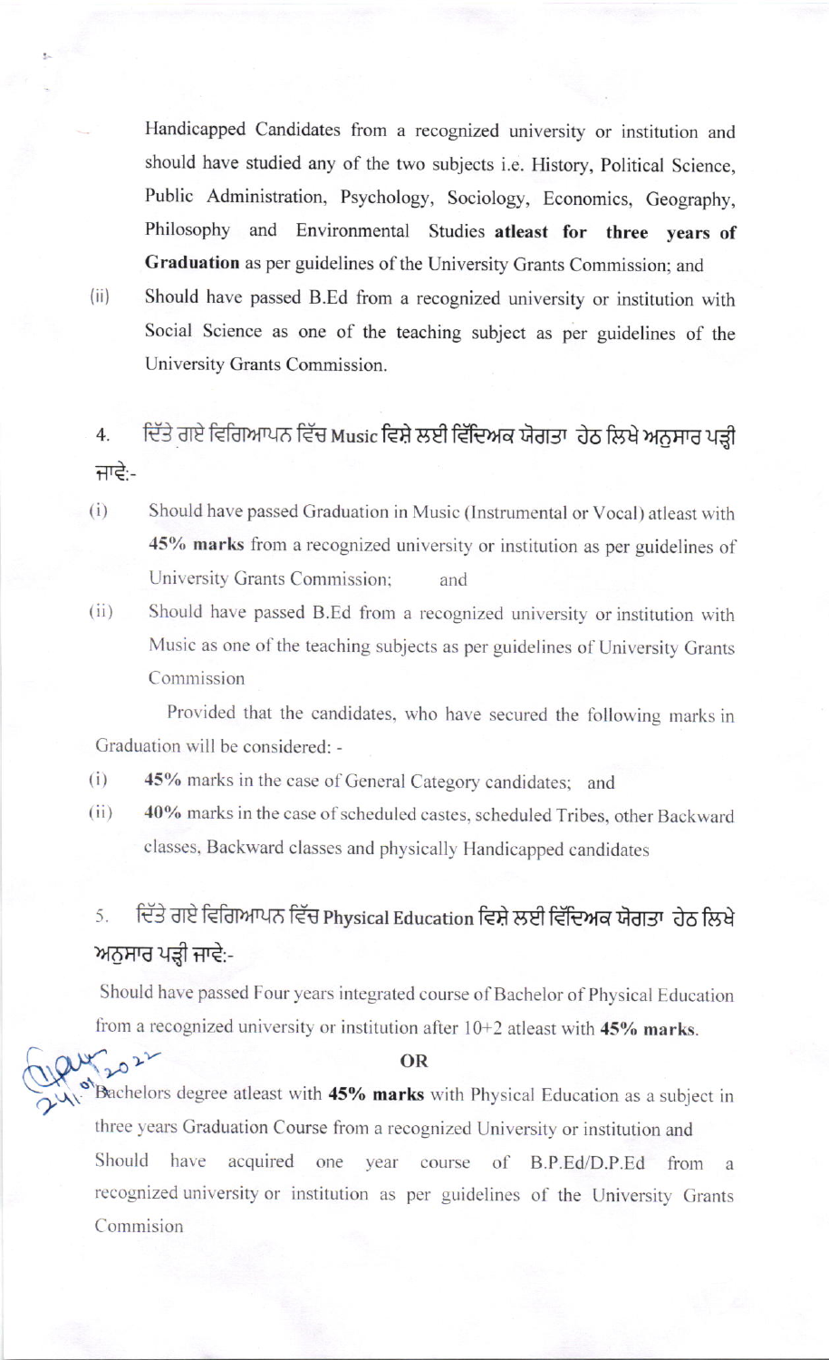Handicapped Candidates from a recognized university or institution and should have studied any of the two subjects i.e. History, Political Science, Public Administration, Psychology, Sociology, Economics, Geography, Philosophy and Environmental Studies **atleast for three years of Graduation** as per guidelines of the University Grants Commission; and

(ii) Should have passed B.Ed from a recognized university or institution with Social Science as one of the teaching subject as per guidelines of the University Grants Commission.

4. ਦਿੱਤੇ ਗਏ ਵਿਗਿਆਪਨ ਵਿੱਚ **Music** ਵਿਸ਼ੇ ਲਈ ਵਿੱਦਿਅਕ ਯੋਗਤਾ ਹੇਠ ਲਿਖੇ ਅਨੁਸਾਰ ਪੜ੍ਹੀ ਜਾਵੇ:-

(i) Should have passed Graduation in Music (Instrumental or Vocal) atleast with **45% marks** from a recognized university or institution as per guidelines of University Grants Commission; and

(ii) Should have passed B.Ed from a recognized university or institution with Music as one of the teaching subjects as per guidelines of University Grants Commission

Provided that the candidates, who have secured the following marks in Graduation will be considered: -

(i) **45%** marks in the case of General Category candidates; and

(ii) **40%** marks in the case of scheduled castes, scheduled Tribes, other Backward classes, Backward classes and physically Handicapped candidates

5. ਦਿੱਤੇ ਗਏ ਵਿਗਿਆਪਨ ਵਿੱਚ **Physical Education** ਵਿਸ਼ੇ ਲਈ ਵਿੱਦਿਅਕ ਯੋਗਤਾ ਹੇਠ ਲਿਖੇ ਅਨੁਸਾਰ ਪੜ੍ਹੀ ਜਾਵੇ:-

Should have passed Four years integrated course of Bachelor of Physical Education from a recognized university or institution after 10+2 atleast with **45% marks**.

**OR**

Bachelors degree atleast with **45% marks** with Physical Education as a subject in three years Graduation Course from a recognized University or institution and Should have acquired one year course of B.P.Ed/D.P.Ed from a recognized university or institution as per guidelines of the University Grants Commision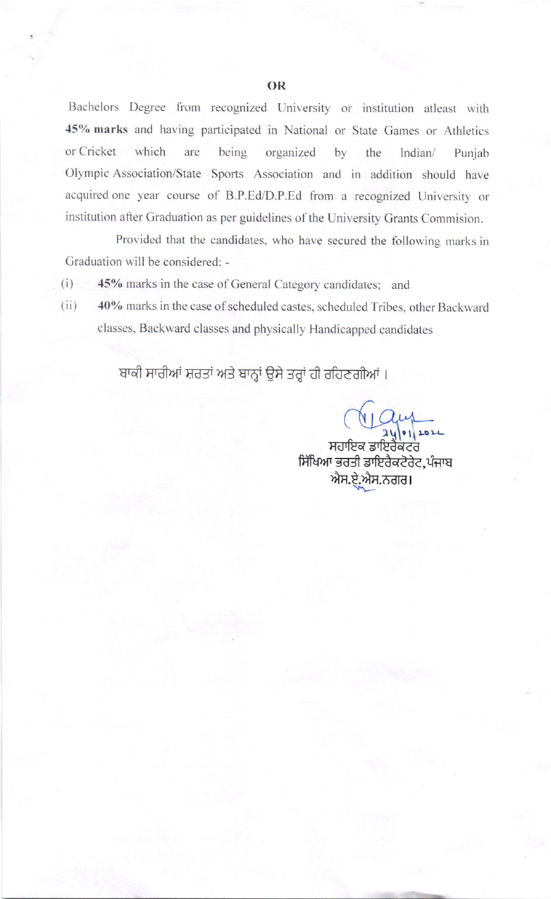**OR**

Bachelors Degree from recognized University or institution atleast with **45% marks** and having participated in National or State Games or Athletics or Cricket which are being organized by the Indian/ Punjab Olympic Association/State Sports Association and in addition should have acquired one year course of B.P.Ed/D.P.Ed from a recognized University or institution after Graduation as per guidelines of the University Grants Commision.

Provided that the candidates, who have secured the following marks in Graduation will be considered: -

(i) **45%** marks in the case of General Category candidates; and

(ii) **40%** marks in the case of scheduled castes, scheduled Tribes, other Backward classes, Backward classes and physically Handicapped candidates

ਬਾਕੀ ਸਾਰੀਆਂ ਸ਼ਰਤਾਂ ਅਤੇ ਬਾਨ੍ਹਾਂ ਉਸੇ ਤਰ੍ਹਾਂ ਹੀ ਰਹਿਣਗੀਆਂ ।

24/01/2022

ਸਹਾਇਕ ਡਾਇਰੈਕਟਰ
ਸਿੱਖਿਆ ਭਰਤੀ ਡਾਇਰੈਕਟੋਰੇਟ, ਪੰਜਾਬ
ਐਸ.ਏ.ਐਸ.ਨਗਰ।